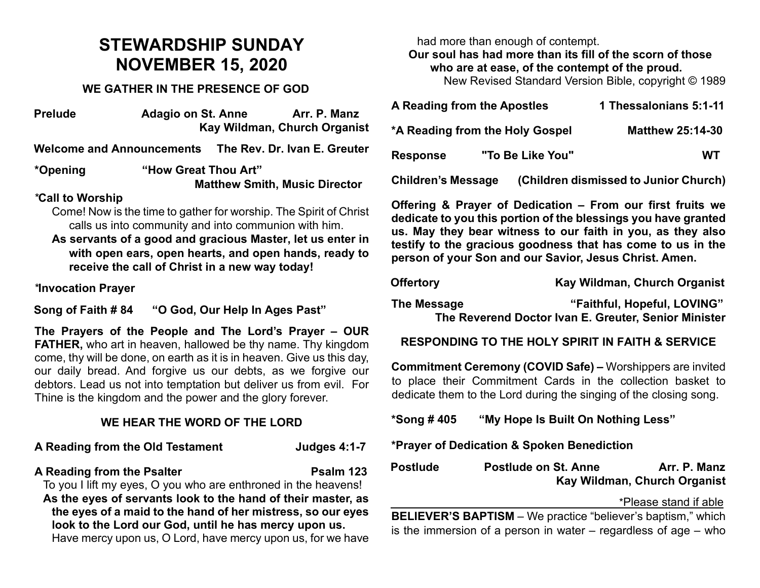# STEWARDSHIP SUNDAY
# NOVEMBER 15, 2020

## WE GATHER IN THE PRESENCE OF GOD

**Prelude** **Adagio on St. Anne** **Arr. P. Manz**
**Kay Wildman, Church Organist**

**Welcome and Announcements** **The Rev. Dr. Ivan E. Greuter**

**\*Opening** **"How Great Thou Art"**
**Matthew Smith, Music Director**

***Call to Worship**

Come! Now is the time to gather for worship. The Spirit of Christ calls us into community and into communion with him.

**As servants of a good and gracious Master, let us enter in with open ears, open hearts, and open hands, ready to receive the call of Christ in a new way today!**

***Invocation Prayer**

**Song of Faith # 84** **"O God, Our Help In Ages Past"**

**The Prayers of the People and The Lord's Prayer – OUR FATHER,** who art in heaven, hallowed be thy name. Thy kingdom come, thy will be done, on earth as it is in heaven. Give us this day, our daily bread. And forgive us our debts, as we forgive our debtors. Lead us not into temptation but deliver us from evil. For Thine is the kingdom and the power and the glory forever.

## WE HEAR THE WORD OF THE LORD

**A Reading from the Old Testament** **Judges 4:1-7**

**A Reading from the Psalter** **Psalm 123**

To you I lift my eyes, O you who are enthroned in the heavens!

**As the eyes of servants look to the hand of their master, as the eyes of a maid to the hand of her mistress, so our eyes look to the Lord our God, until he has mercy upon us.**

Have mercy upon us, O Lord, have mercy upon us, for we have had more than enough of contempt.

**Our soul has had more than its fill of the scorn of those who are at ease, of the contempt of the proud.**

New Revised Standard Version Bible, copyright © 1989

**A Reading from the Apostles** **1 Thessalonians 5:1-11**

**\*A Reading from the Holy Gospel** **Matthew 25:14-30**

**Response** **"To Be Like You"** **WT**

**Children's Message** **(Children dismissed to Junior Church)**

**Offering & Prayer of Dedication – From our first fruits we dedicate to you this portion of the blessings you have granted us. May they bear witness to our faith in you, as they also testify to the gracious goodness that has come to us in the person of your Son and our Savior, Jesus Christ. Amen.**

**Offertory** **Kay Wildman, Church Organist**

**The Message** **"Faithful, Hopeful, LOVING"**
**The Reverend Doctor Ivan E. Greuter, Senior Minister**

## RESPONDING TO THE HOLY SPIRIT IN FAITH & SERVICE

**Commitment Ceremony (COVID Safe) –** Worshippers are invited to place their Commitment Cards in the collection basket to dedicate them to the Lord during the singing of the closing song.

**\*Song # 405** **"My Hope Is Built On Nothing Less"**

**\*Prayer of Dedication & Spoken Benediction**

**Postlude** **Postlude on St. Anne** **Arr. P. Manz**
**Kay Wildman, Church Organist**

\*Please stand if able

---

**BELIEVER'S BAPTISM** – We practice "believer's baptism," which is the immersion of a person in water – regardless of age – who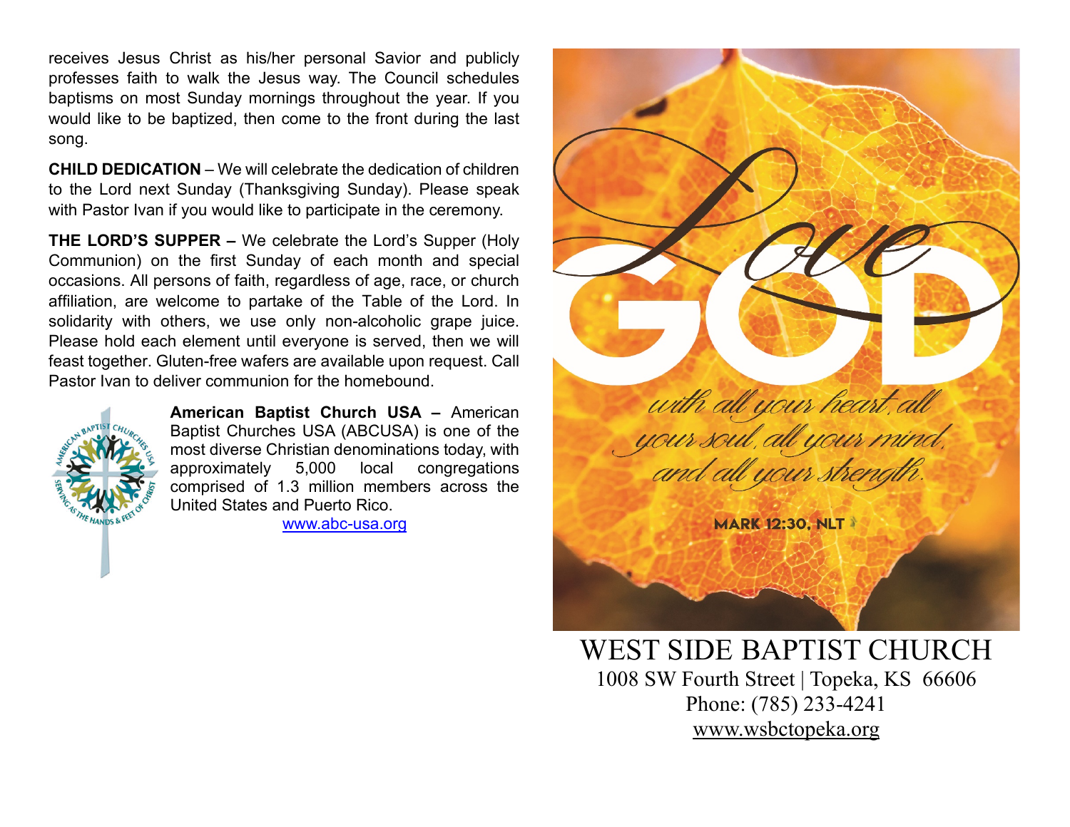receives Jesus Christ as his/her personal Savior and publicly professes faith to walk the Jesus way. The Council schedules baptisms on most Sunday mornings throughout the year. If you would like to be baptized, then come to the front during the last song.

**CHILD DEDICATION** – We will celebrate the dedication of children to the Lord next Sunday (Thanksgiving Sunday). Please speak with Pastor Ivan if you would like to participate in the ceremony.

**THE LORD'S SUPPER –** We celebrate the Lord's Supper (Holy Communion) on the first Sunday of each month and special occasions. All persons of faith, regardless of age, race, or church affiliation, are welcome to partake of the Table of the Lord. In solidarity with others, we use only non-alcoholic grape juice. Please hold each element until everyone is served, then we will feast together. Gluten-free wafers are available upon request. Call Pastor Ivan to deliver communion for the homebound.

**American Baptist Church USA –** American Baptist Churches USA (ABCUSA) is one of the most diverse Christian denominations today, with approximately 5,000 local congregations comprised of 1.3 million members across the United States and Puerto Rico.
www.abc-usa.org

Love GOD with all your heart, all your soul, all your mind, and all your strength.

MARK 12:30, NLT

# WEST SIDE BAPTIST CHURCH

1008 SW Fourth Street | Topeka, KS 66606
Phone: (785) 233-4241
www.wsbctopeka.org